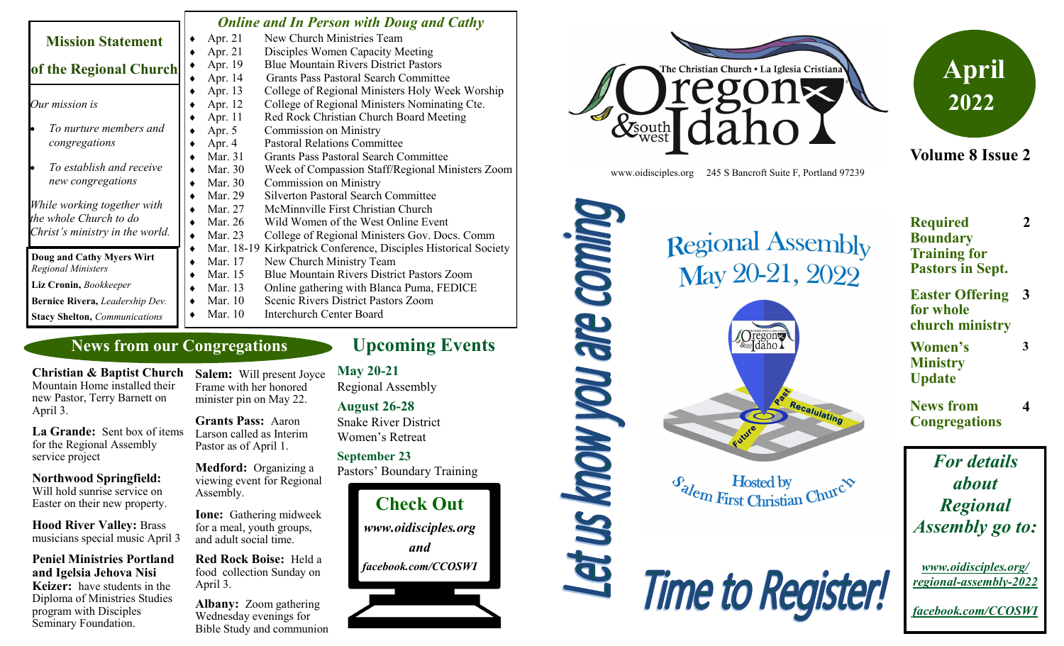# April 2022

**Volume 8 Issue 2**

The Christian Church • La Iglesia Cristiana — Oregon & southwest Idaho

www.oidisciples.org 245 S Bancroft Suite F, Portland 97239

## Mission Statement of the Regional Church

*Our mission is*

- *To nurture members and congregations*
- *To establish and receive new congregations*

*While working together with the whole Church to do Christ's ministry in the world.*

**Doug and Cathy Myers Wirt** *Regional Ministers*
**Liz Cronin,** *Bookkeeper*
**Bernice Rivera,** *Leadership Dev.*
**Stacy Shelton,** *Communications*

## *Online and In Person with Doug and Cathy*

- Apr. 21 New Church Ministries Team
- Apr. 21 Disciples Women Capacity Meeting
- Apr. 19 Blue Mountain Rivers District Pastors
- Apr. 14 Grants Pass Pastoral Search Committee
- Apr. 13 College of Regional Ministers Holy Week Worship
- Apr. 12 College of Regional Ministers Nominating Cte.
- Apr. 11 Red Rock Christian Church Board Meeting
- Apr. 5 Commission on Ministry
- Apr. 4 Pastoral Relations Committee
- Mar. 31 Grants Pass Pastoral Search Committee
- Mar. 30 Week of Compassion Staff/Regional Ministers Zoom
- Mar. 30 Commission on Ministry
- Mar. 29 Silverton Pastoral Search Committee
- Mar. 27 McMinnville First Christian Church
- Mar. 26 Wild Women of the West Online Event
- Mar. 23 College of Regional Ministers Gov. Docs. Comm
- Mar. 18-19 Kirkpatrick Conference, Disciples Historical Society
- Mar. 17 New Church Ministry Team
- Mar. 15 Blue Mountain Rivers District Pastors Zoom
- Mar. 13 Online gathering with Blanca Puma, FEDICE
- Mar. 10 Scenic Rivers District Pastors Zoom
- Mar. 10 Interchurch Center Board

## News from our Congregations

**Christian & Baptist Church** Mountain Home installed their new Pastor, Terry Barnett on April 3.

**La Grande:** Sent box of items for the Regional Assembly service project

**Northwood Springfield:** Will hold sunrise service on Easter on their new property.

**Hood River Valley:** Brass musicians special music April 3

**Peniel Ministries Portland and Igelsia Jehova Nisi Keizer:** have students in the Diploma of Ministries Studies program with Disciples Seminary Foundation.

**Salem:** Will present Joyce Frame with her honored minister pin on May 22.

**Grants Pass:** Aaron Larson called as Interim Pastor as of April 1.

**Medford:** Organizing a viewing event for Regional Assembly.

**Ione:** Gathering midweek for a meal, youth groups, and adult social time.

**Red Rock Boise:** Held a food collection Sunday on April 3.

**Albany:** Zoom gathering Wednesday evenings for Bible Study and communion

## Upcoming Events

**May 20-21**
Regional Assembly

**August 26-28**
Snake River District Women's Retreat

**September 23**
Pastors' Boundary Training

**Check Out**
*www.oidisciples.org*
*and*
*facebook.com/CCOSWI*

## Let us know you are coming

Regional Assembly May 20-21, 2022

Hosted by Salem First Christian Church

**Time to Register!**

## In this issue

| | |
|---|---|
| **Required Boundary Training for Pastors in Sept.** | **2** |
| **Easter Offering for whole church ministry** | **3** |
| **Women's Ministry Update** | **3** |
| **News from Congregations** | **4** |

***For details about Regional Assembly go to:***

***www.oidisciples.org/regional-assembly-2022***

***facebook.com/CCOSWI***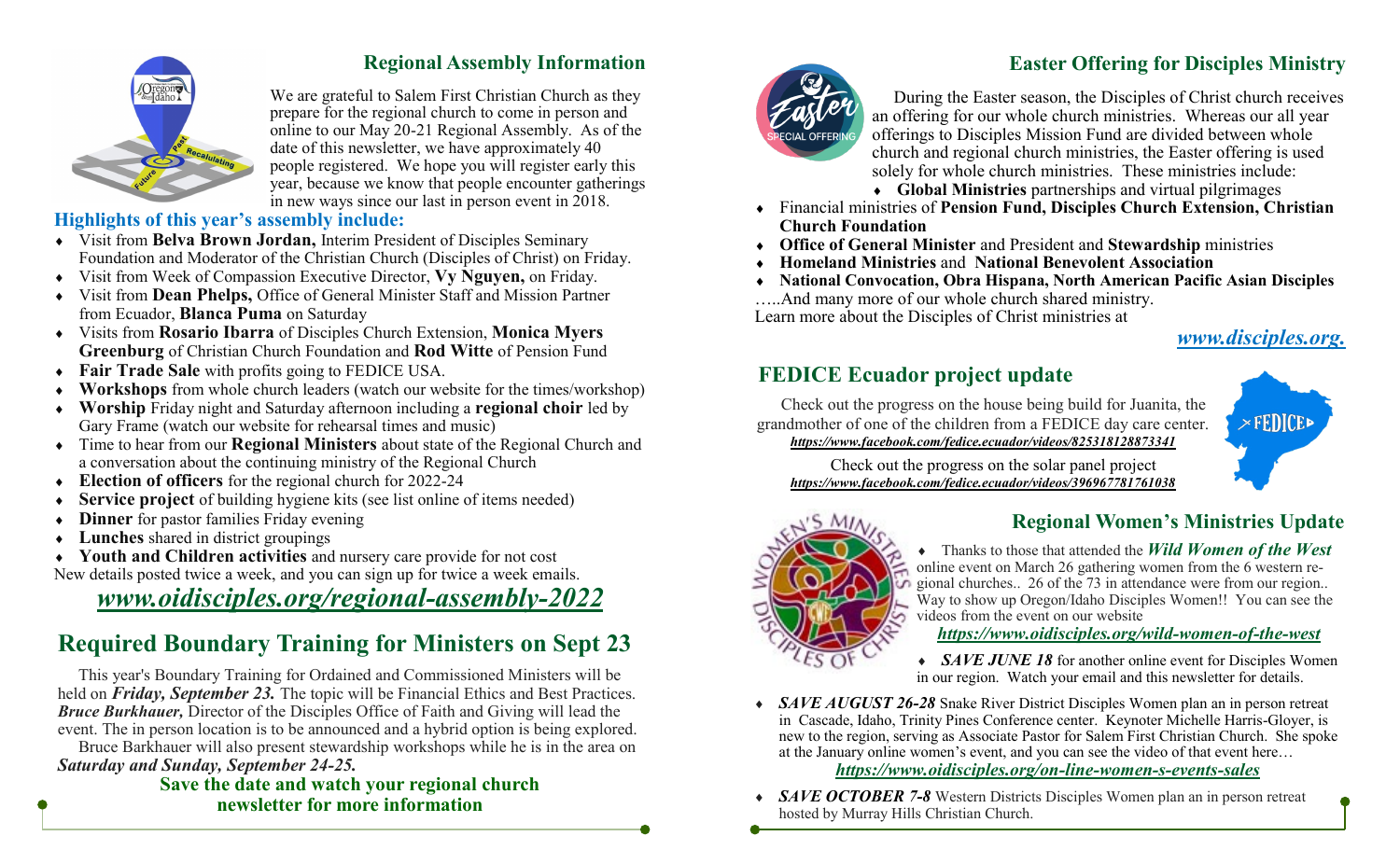## Regional Assembly Information

We are grateful to Salem First Christian Church as they prepare for the regional church to come in person and online to our May 20-21 Regional Assembly. As of the date of this newsletter, we have approximately 40 people registered. We hope you will register early this year, because we know that people encounter gatherings in new ways since our last in person event in 2018.

### Highlights of this year's assembly include:

- Visit from **Belva Brown Jordan,** Interim President of Disciples Seminary Foundation and Moderator of the Christian Church (Disciples of Christ) on Friday.
- Visit from Week of Compassion Executive Director, **Vy Nguyen,** on Friday.
- Visit from **Dean Phelps,** Office of General Minister Staff and Mission Partner from Ecuador, **Blanca Puma** on Saturday
- Visits from **Rosario Ibarra** of Disciples Church Extension, **Monica Myers Greenburg** of Christian Church Foundation and **Rod Witte** of Pension Fund
- **Fair Trade Sale** with profits going to FEDICE USA.
- **Workshops** from whole church leaders (watch our website for the times/workshop)
- **Worship** Friday night and Saturday afternoon including a **regional choir** led by Gary Frame (watch our website for rehearsal times and music)
- Time to hear from our **Regional Ministers** about state of the Regional Church and a conversation about the continuing ministry of the Regional Church
- **Election of officers** for the regional church for 2022-24
- **Service project** of building hygiene kits (see list online of items needed)
- **Dinner** for pastor families Friday evening
- **Lunches** shared in district groupings
- **Youth and Children activities** and nursery care provide for not cost

New details posted twice a week, and you can sign up for twice a week emails.

***www.oidisciples.org/regional-assembly-2022***

## Required Boundary Training for Ministers on Sept 23

This year's Boundary Training for Ordained and Commissioned Ministers will be held on ***Friday, September 23.*** The topic will be Financial Ethics and Best Practices. ***Bruce Burkhauer,*** Director of the Disciples Office of Faith and Giving will lead the event. The in person location is to be announced and a hybrid option is being explored.

Bruce Barkhauer will also present stewardship workshops while he is in the area on ***Saturday and Sunday, September 24-25.***

**Save the date and watch your regional church newsletter for more information**

## Easter Offering for Disciples Ministry

During the Easter season, the Disciples of Christ church receives an offering for our whole church ministries. Whereas our all year offerings to Disciples Mission Fund are divided between whole church and regional church ministries, the Easter offering is used solely for whole church ministries. These ministries include:

- **Global Ministries** partnerships and virtual pilgrimages
- Financial ministries of **Pension Fund, Disciples Church Extension, Christian Church Foundation**
- **Office of General Minister** and President and **Stewardship** ministries
- **Homeland Ministries** and **National Benevolent Association**
- **National Convocation, Obra Hispana, North American Pacific Asian Disciples**

…..And many more of our whole church shared ministry.
Learn more about the Disciples of Christ ministries at

***www.disciples.org.***

## FEDICE Ecuador project update

Check out the progress on the house being build for Juanita, the grandmother of one of the children from a FEDICE day care center.
***https://www.facebook.com/fedice.ecuador/videos/825318128873341***

Check out the progress on the solar panel project
***https://www.facebook.com/fedice.ecuador/videos/396967781761038***

## Regional Women's Ministries Update

- Thanks to those that attended the ***Wild Women of the West*** online event on March 26 gathering women from the 6 western regional churches.. 26 of the 73 in attendance were from our region.. Way to show up Oregon/Idaho Disciples Women!! You can see the videos from the event on our website
  ***https://www.oidisciples.org/wild-women-of-the-west***
- ***SAVE JUNE 18*** for another online event for Disciples Women in our region. Watch your email and this newsletter for details.
- ***SAVE AUGUST 26-28*** Snake River District Disciples Women plan an in person retreat in Cascade, Idaho, Trinity Pines Conference center. Keynoter Michelle Harris-Gloyer, is new to the region, serving as Associate Pastor for Salem First Christian Church. She spoke at the January online women's event, and you can see the video of that event here…
  ***https://www.oidisciples.org/on-line-women-s-events-sales***
- ***SAVE OCTOBER 7-8*** Western Districts Disciples Women plan an in person retreat hosted by Murray Hills Christian Church.